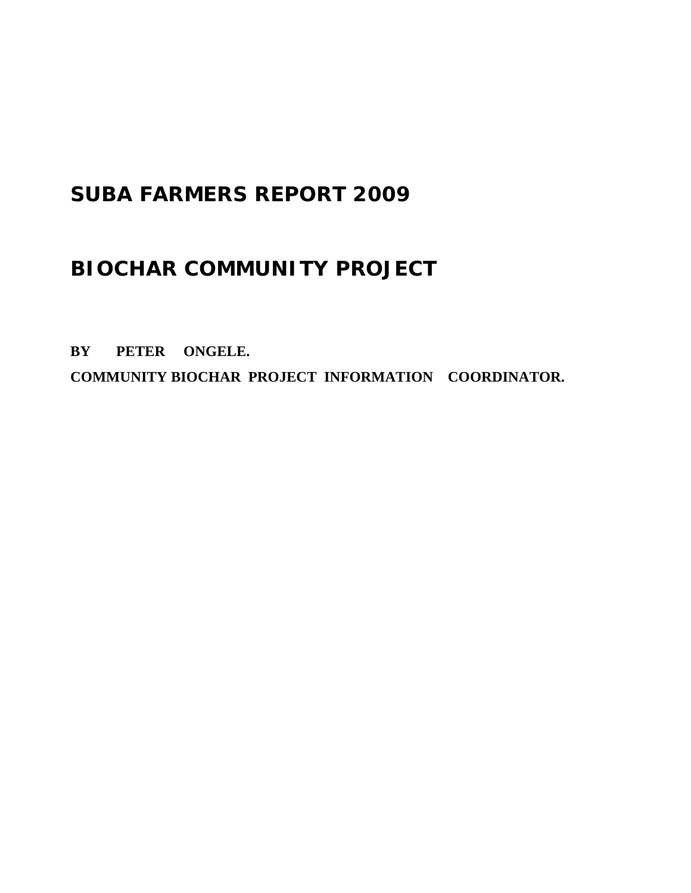# SUBA FARMERS REPORT 2009

# BIOCHAR COMMUNITY PROJECT

**BY PETER ONGELE.**

**COMMUNITY BIOCHAR PROJECT INFORMATION COORDINATOR.**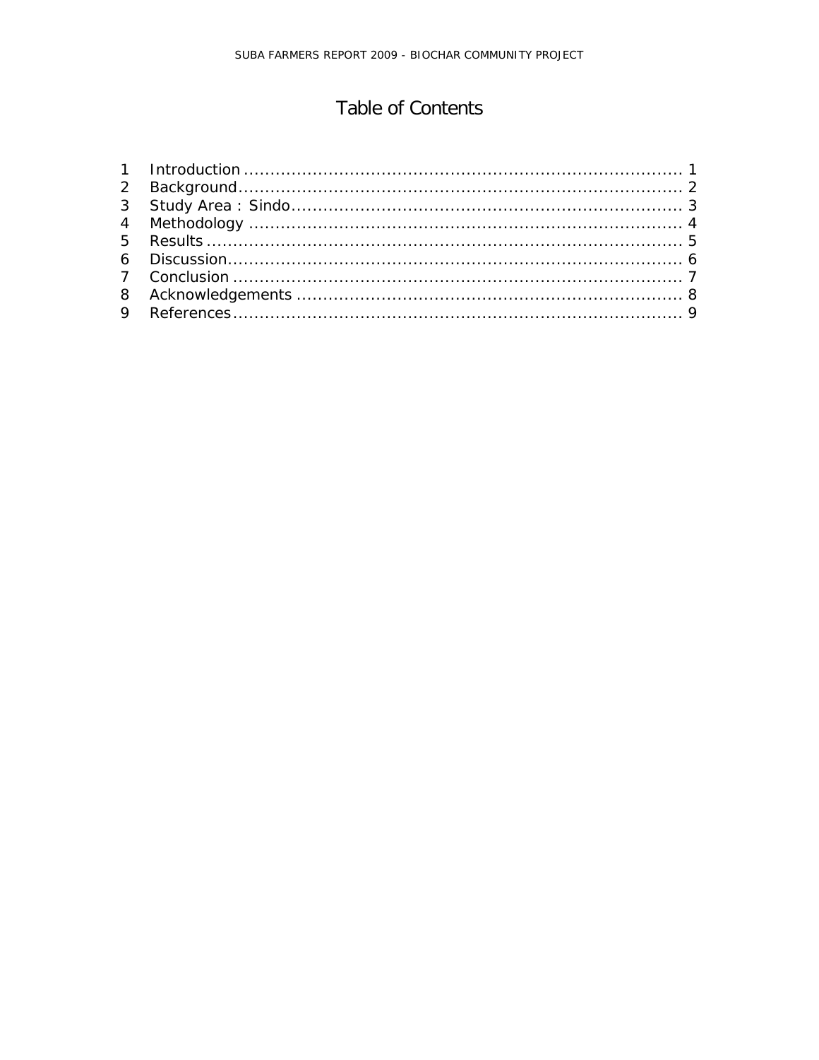# Table of Contents

1 Introduction ........................................................................ 1
2 Background ........................................................................ 2
3 Study Area : Sindo ............................................................... 3
4 Methodology ....................................................................... 4
5 Results .............................................................................. 5
6 Discussion .......................................................................... 6
7 Conclusion ......................................................................... 7
8 Acknowledgements .............................................................. 8
9 References .......................................................................... 9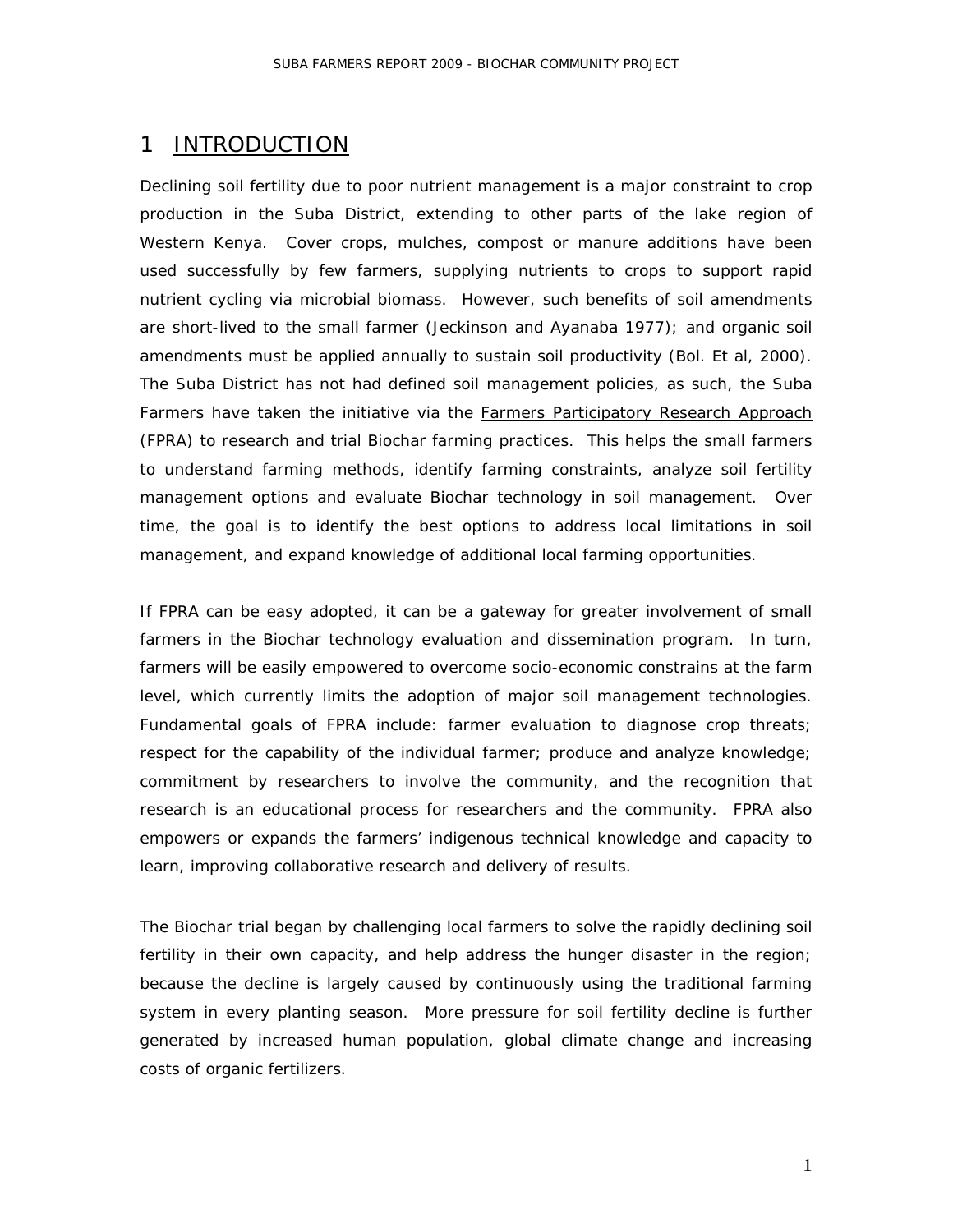# 1 INTRODUCTION

Declining soil fertility due to poor nutrient management is a major constraint to crop production in the Suba District, extending to other parts of the lake region of Western Kenya. Cover crops, mulches, compost or manure additions have been used successfully by few farmers, supplying nutrients to crops to support rapid nutrient cycling via microbial biomass. However, such benefits of soil amendments are short-lived to the small farmer (Jeckinson and Ayanaba 1977); and organic soil amendments must be applied annually to sustain soil productivity (Bol. Et al, 2000). The Suba District has not had defined soil management policies, as such, the Suba Farmers have taken the initiative via the Farmers Participatory Research Approach (FPRA) to research and trial Biochar farming practices. This helps the small farmers to understand farming methods, identify farming constraints, analyze soil fertility management options and evaluate Biochar technology in soil management. Over time, the goal is to identify the best options to address local limitations in soil management, and expand knowledge of additional local farming opportunities.

If FPRA can be easy adopted, it can be a gateway for greater involvement of small farmers in the Biochar technology evaluation and dissemination program. In turn, farmers will be easily empowered to overcome socio-economic constrains at the farm level, which currently limits the adoption of major soil management technologies. Fundamental goals of FPRA include: farmer evaluation to diagnose crop threats; respect for the capability of the individual farmer; produce and analyze knowledge; commitment by researchers to involve the community, and the recognition that research is an educational process for researchers and the community. FPRA also empowers or expands the farmers' indigenous technical knowledge and capacity to learn, improving collaborative research and delivery of results.

The Biochar trial began by challenging local farmers to solve the rapidly declining soil fertility in their own capacity, and help address the hunger disaster in the region; because the decline is largely caused by continuously using the traditional farming system in every planting season. More pressure for soil fertility decline is further generated by increased human population, global climate change and increasing costs of organic fertilizers.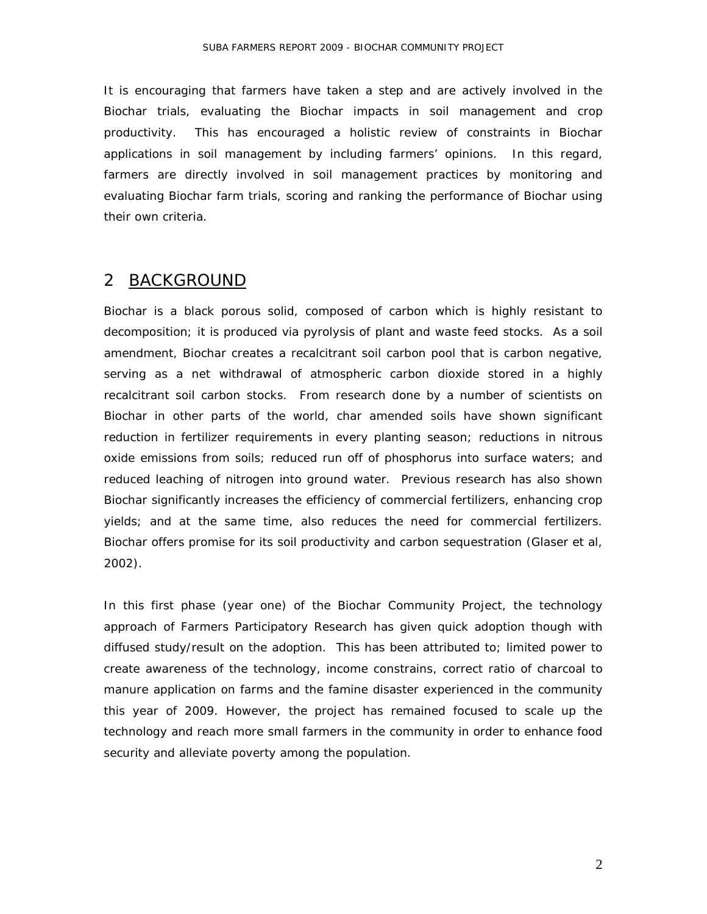It is encouraging that farmers have taken a step and are actively involved in the Biochar trials, evaluating the Biochar impacts in soil management and crop productivity. This has encouraged a holistic review of constraints in Biochar applications in soil management by including farmers' opinions. In this regard, farmers are directly involved in soil management practices by monitoring and evaluating Biochar farm trials, scoring and ranking the performance of Biochar using their own criteria.

## 2 BACKGROUND

Biochar is a black porous solid, composed of carbon which is highly resistant to decomposition; it is produced via pyrolysis of plant and waste feed stocks. As a soil amendment, Biochar creates a recalcitrant soil carbon pool that is carbon negative, serving as a net withdrawal of atmospheric carbon dioxide stored in a highly recalcitrant soil carbon stocks. From research done by a number of scientists on Biochar in other parts of the world, char amended soils have shown significant reduction in fertilizer requirements in every planting season; reductions in nitrous oxide emissions from soils; reduced run off of phosphorus into surface waters; and reduced leaching of nitrogen into ground water. Previous research has also shown Biochar significantly increases the efficiency of commercial fertilizers, enhancing crop yields; and at the same time, also reduces the need for commercial fertilizers. Biochar offers promise for its soil productivity and carbon sequestration (Glaser et al, 2002).

In this first phase (year one) of the Biochar Community Project, the technology approach of Farmers Participatory Research has given quick adoption though with diffused study/result on the adoption. This has been attributed to; limited power to create awareness of the technology, income constrains, correct ratio of charcoal to manure application on farms and the famine disaster experienced in the community this year of 2009. However, the project has remained focused to scale up the technology and reach more small farmers in the community in order to enhance food security and alleviate poverty among the population.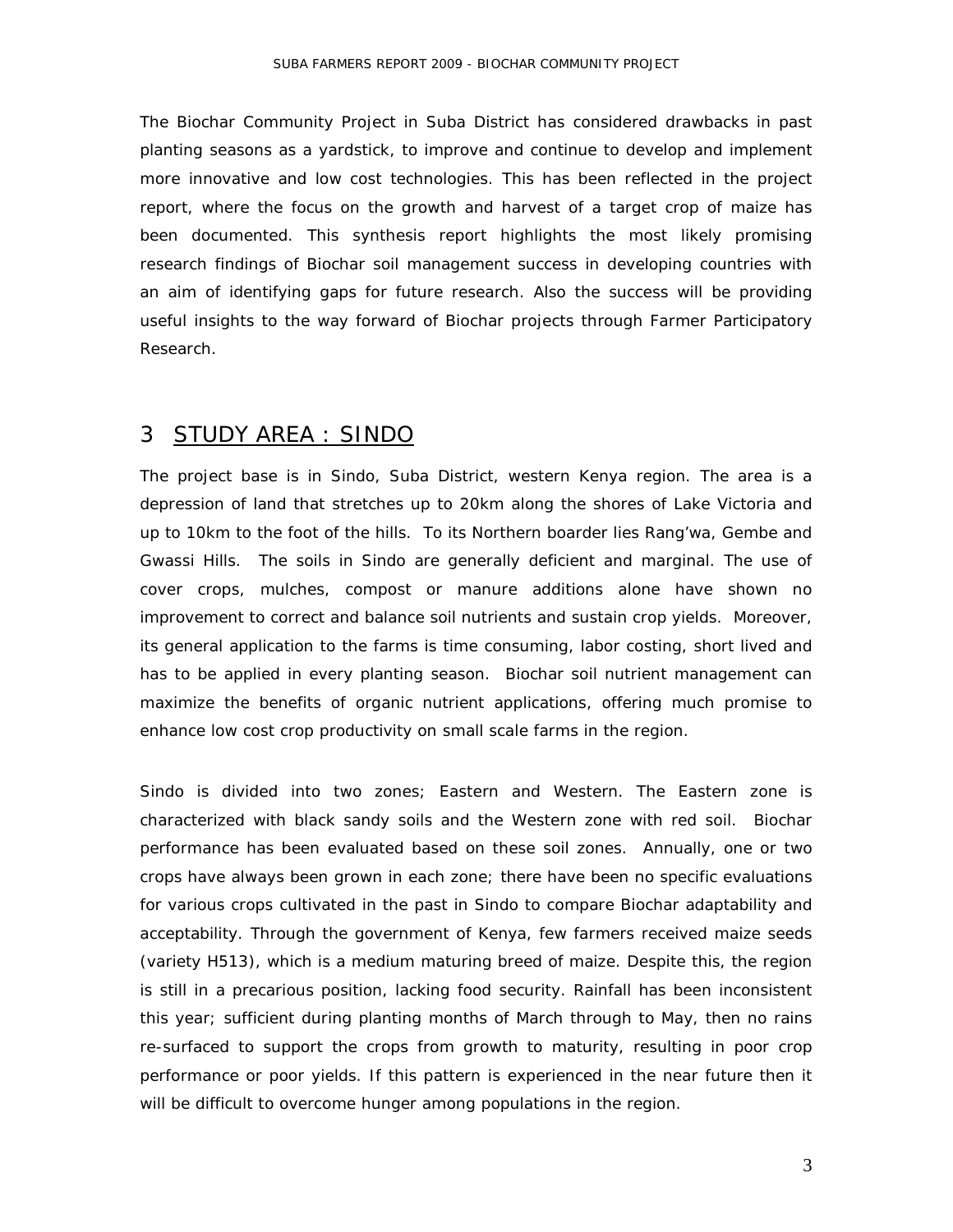The Biochar Community Project in Suba District has considered drawbacks in past planting seasons as a yardstick, to improve and continue to develop and implement more innovative and low cost technologies. This has been reflected in the project report, where the focus on the growth and harvest of a target crop of maize has been documented. This synthesis report highlights the most likely promising research findings of Biochar soil management success in developing countries with an aim of identifying gaps for future research. Also the success will be providing useful insights to the way forward of Biochar projects through Farmer Participatory Research.

# 3 STUDY AREA : SINDO

The project base is in Sindo, Suba District, western Kenya region. The area is a depression of land that stretches up to 20km along the shores of Lake Victoria and up to 10km to the foot of the hills. To its Northern boarder lies Rang'wa, Gembe and Gwassi Hills. The soils in Sindo are generally deficient and marginal. The use of cover crops, mulches, compost or manure additions alone have shown no improvement to correct and balance soil nutrients and sustain crop yields. Moreover, its general application to the farms is time consuming, labor costing, short lived and has to be applied in every planting season. Biochar soil nutrient management can maximize the benefits of organic nutrient applications, offering much promise to enhance low cost crop productivity on small scale farms in the region.

Sindo is divided into two zones; Eastern and Western. The Eastern zone is characterized with black sandy soils and the Western zone with red soil. Biochar performance has been evaluated based on these soil zones. Annually, one or two crops have always been grown in each zone; there have been no specific evaluations for various crops cultivated in the past in Sindo to compare Biochar adaptability and acceptability. Through the government of Kenya, few farmers received maize seeds (variety H513), which is a medium maturing breed of maize. Despite this, the region is still in a precarious position, lacking food security. Rainfall has been inconsistent this year; sufficient during planting months of March through to May, then no rains re-surfaced to support the crops from growth to maturity, resulting in poor crop performance or poor yields. If this pattern is experienced in the near future then it will be difficult to overcome hunger among populations in the region.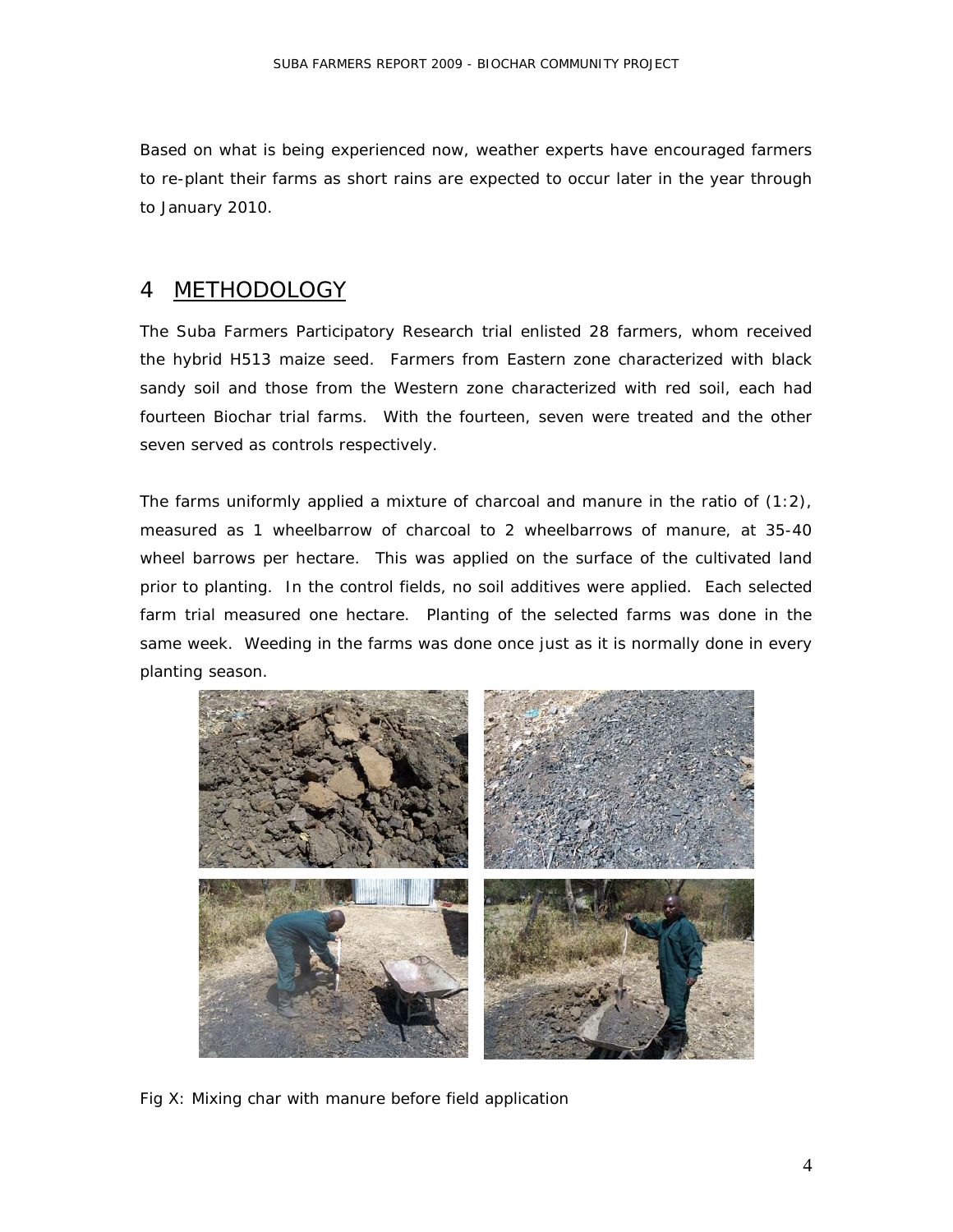Based on what is being experienced now, weather experts have encouraged farmers to re-plant their farms as short rains are expected to occur later in the year through to January 2010.

# 4 METHODOLOGY

The Suba Farmers Participatory Research trial enlisted 28 farmers, whom received the hybrid H513 maize seed. Farmers from Eastern zone characterized with black sandy soil and those from the Western zone characterized with red soil, each had fourteen Biochar trial farms. With the fourteen, seven were treated and the other seven served as controls respectively.

The farms uniformly applied a mixture of charcoal and manure in the ratio of (1:2), measured as 1 wheelbarrow of charcoal to 2 wheelbarrows of manure, at 35-40 wheel barrows per hectare. This was applied on the surface of the cultivated land prior to planting. In the control fields, no soil additives were applied. Each selected farm trial measured one hectare. Planting of the selected farms was done in the same week. Weeding in the farms was done once just as it is normally done in every planting season.

Fig X: Mixing char with manure before field application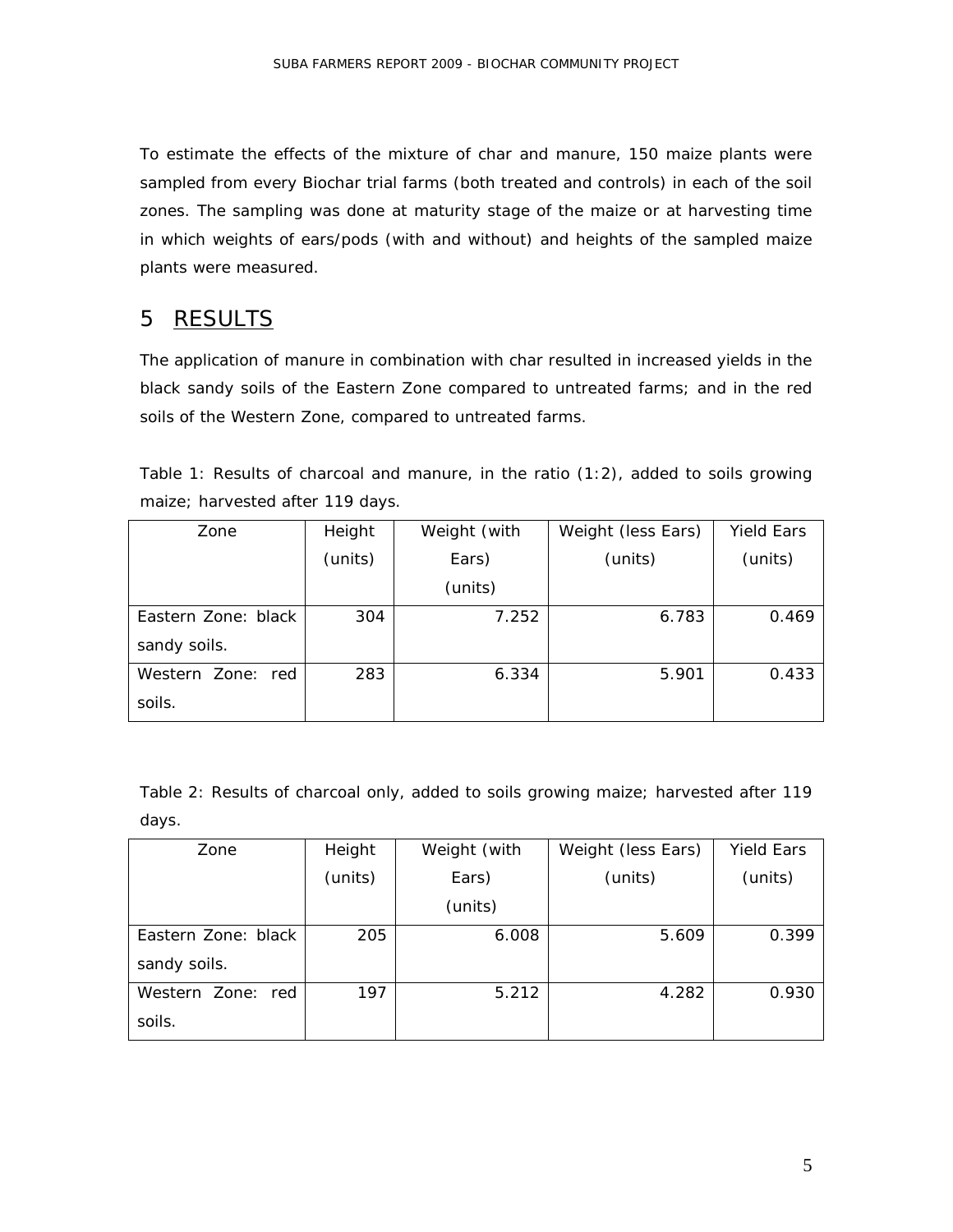To estimate the effects of the mixture of char and manure, 150 maize plants were sampled from every Biochar trial farms (both treated and controls) in each of the soil zones. The sampling was done at maturity stage of the maize or at harvesting time in which weights of ears/pods (with and without) and heights of the sampled maize plants were measured.

# 5 RESULTS

The application of manure in combination with char resulted in increased yields in the black sandy soils of the Eastern Zone compared to untreated farms; and in the red soils of the Western Zone, compared to untreated farms.

Table 1: Results of charcoal and manure, in the ratio (1:2), added to soils growing maize; harvested after 119 days.

| Zone | Height (units) | Weight (with Ears) (units) | Weight (less Ears) (units) | Yield Ears (units) |
|---|---|---|---|---|
| Eastern Zone: black sandy soils. | 304 | 7.252 | 6.783 | 0.469 |
| Western Zone: red soils. | 283 | 6.334 | 5.901 | 0.433 |

Table 2: Results of charcoal only, added to soils growing maize; harvested after 119 days.

| Zone | Height (units) | Weight (with Ears) (units) | Weight (less Ears) (units) | Yield Ears (units) |
|---|---|---|---|---|
| Eastern Zone: black sandy soils. | 205 | 6.008 | 5.609 | 0.399 |
| Western Zone: red soils. | 197 | 5.212 | 4.282 | 0.930 |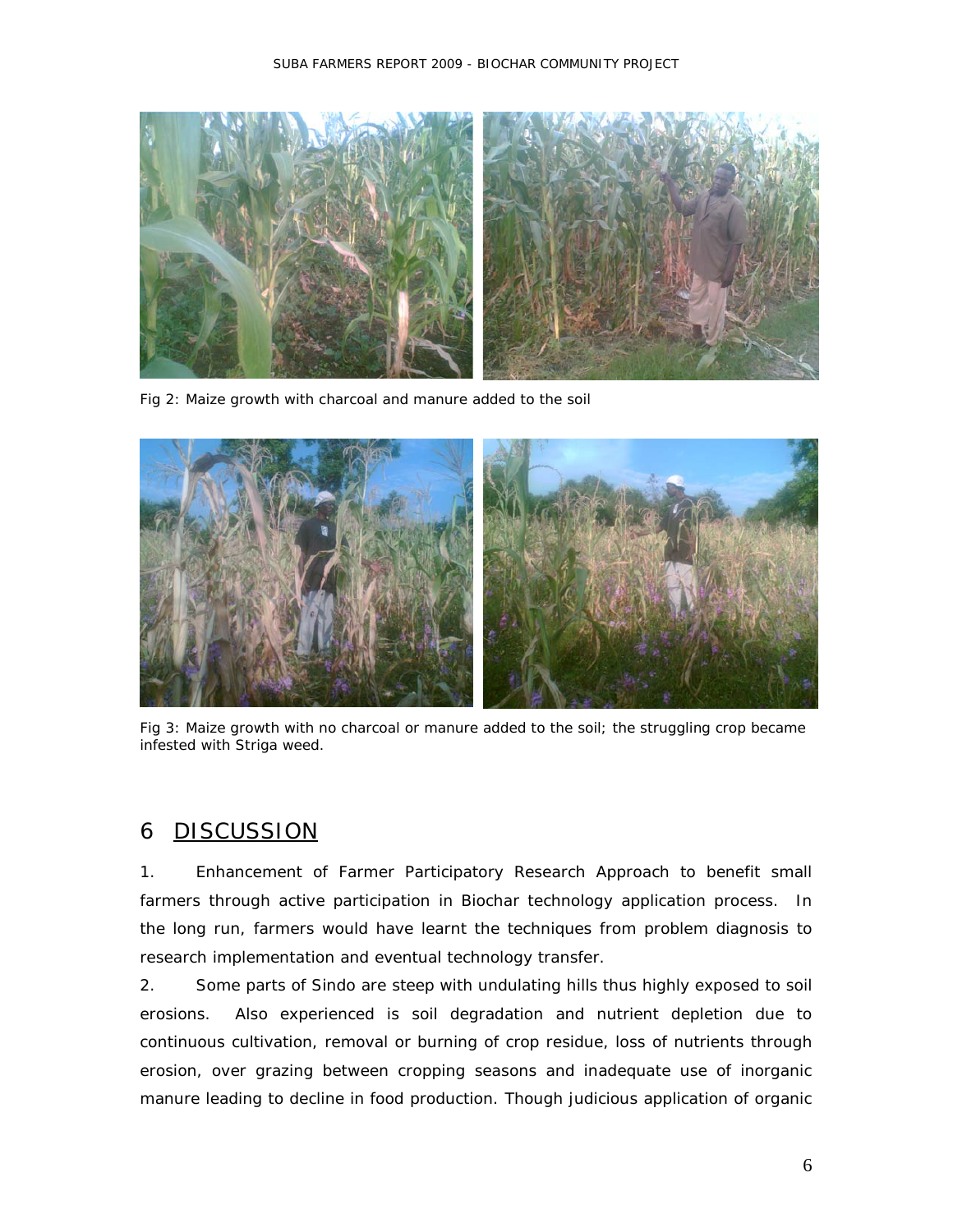Fig 2: Maize growth with charcoal and manure added to the soil

Fig 3: Maize growth with no charcoal or manure added to the soil; the struggling crop became infested with Striga weed.

# 6 DISCUSSION

1. Enhancement of Farmer Participatory Research Approach to benefit small farmers through active participation in Biochar technology application process. In the long run, farmers would have learnt the techniques from problem diagnosis to research implementation and eventual technology transfer.

2. Some parts of Sindo are steep with undulating hills thus highly exposed to soil erosions. Also experienced is soil degradation and nutrient depletion due to continuous cultivation, removal or burning of crop residue, loss of nutrients through erosion, over grazing between cropping seasons and inadequate use of inorganic manure leading to decline in food production. Though judicious application of organic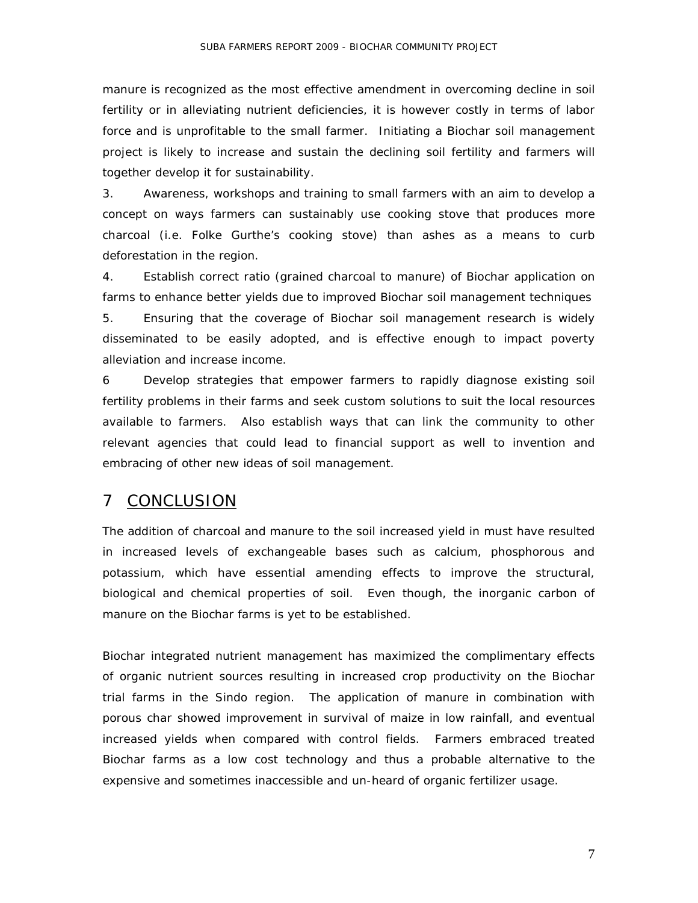manure is recognized as the most effective amendment in overcoming decline in soil fertility or in alleviating nutrient deficiencies, it is however costly in terms of labor force and is unprofitable to the small farmer. Initiating a Biochar soil management project is likely to increase and sustain the declining soil fertility and farmers will together develop it for sustainability.

3. Awareness, workshops and training to small farmers with an aim to develop a concept on ways farmers can sustainably use cooking stove that produces more charcoal (i.e. Folke Gurthe's cooking stove) than ashes as a means to curb deforestation in the region.

4. Establish correct ratio (grained charcoal to manure) of Biochar application on farms to enhance better yields due to improved Biochar soil management techniques

5. Ensuring that the coverage of Biochar soil management research is widely disseminated to be easily adopted, and is effective enough to impact poverty alleviation and increase income.

6 Develop strategies that empower farmers to rapidly diagnose existing soil fertility problems in their farms and seek custom solutions to suit the local resources available to farmers. Also establish ways that can link the community to other relevant agencies that could lead to financial support as well to invention and embracing of other new ideas of soil management.

# 7 CONCLUSION

The addition of charcoal and manure to the soil increased yield in must have resulted in increased levels of exchangeable bases such as calcium, phosphorous and potassium, which have essential amending effects to improve the structural, biological and chemical properties of soil. Even though, the inorganic carbon of manure on the Biochar farms is yet to be established.

Biochar integrated nutrient management has maximized the complimentary effects of organic nutrient sources resulting in increased crop productivity on the Biochar trial farms in the Sindo region. The application of manure in combination with porous char showed improvement in survival of maize in low rainfall, and eventual increased yields when compared with control fields. Farmers embraced treated Biochar farms as a low cost technology and thus a probable alternative to the expensive and sometimes inaccessible and un-heard of organic fertilizer usage.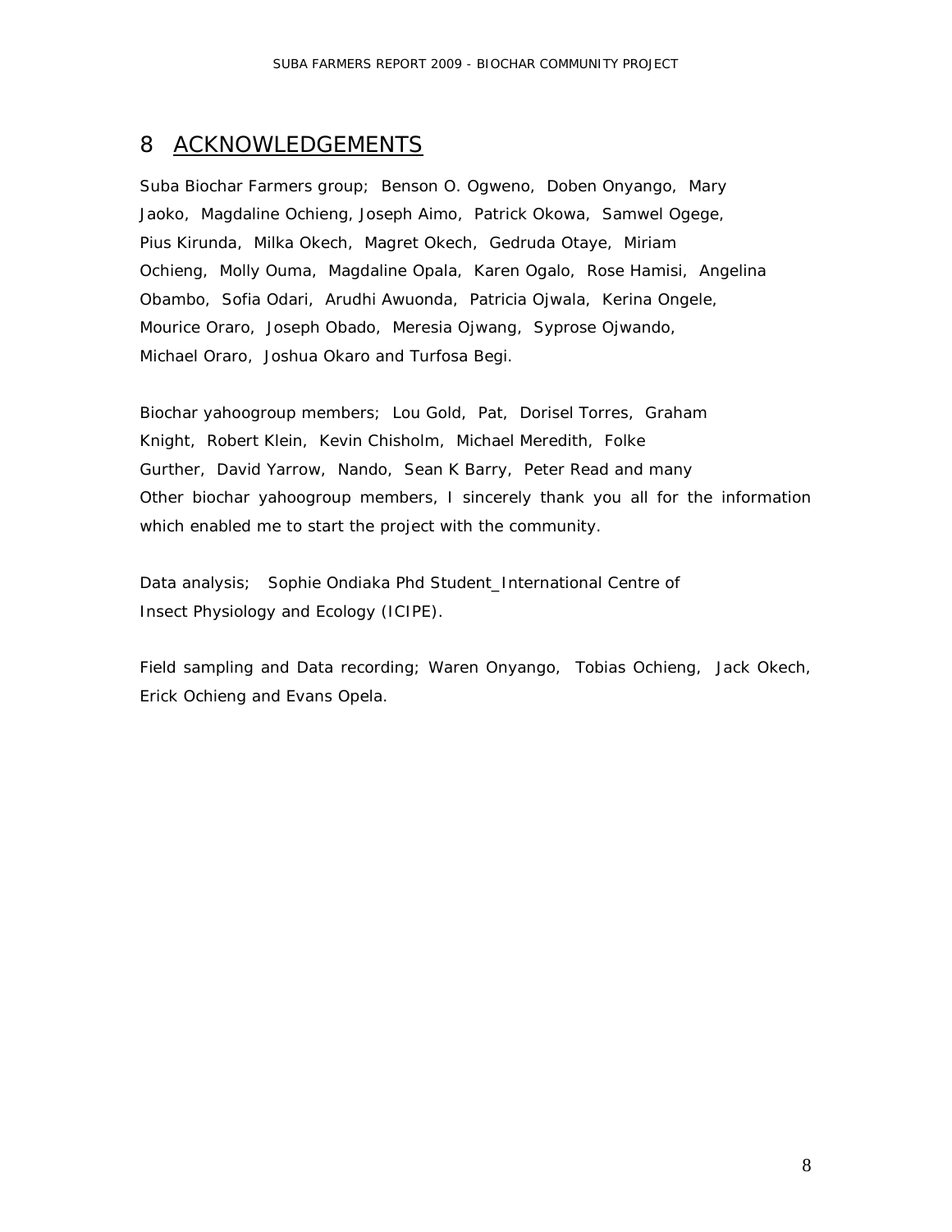# 8 ACKNOWLEDGEMENTS

Suba Biochar Farmers group; Benson O. Ogweno, Doben Onyango, Mary Jaoko, Magdaline Ochieng, Joseph Aimo, Patrick Okowa, Samwel Ogege, Pius Kirunda, Milka Okech, Magret Okech, Gedruda Otaye, Miriam Ochieng, Molly Ouma, Magdaline Opala, Karen Ogalo, Rose Hamisi, Angelina Obambo, Sofia Odari, Arudhi Awuonda, Patricia Ojwala, Kerina Ongele, Mourice Oraro, Joseph Obado, Meresia Ojwang, Syprose Ojwando, Michael Oraro, Joshua Okaro and Turfosa Begi.

Biochar yahoogroup members; Lou Gold, Pat, Dorisel Torres, Graham Knight, Robert Klein, Kevin Chisholm, Michael Meredith, Folke Gurther, David Yarrow, Nando, Sean K Barry, Peter Read and many Other biochar yahoogroup members, I sincerely thank you all for the information which enabled me to start the project with the community.

Data analysis; Sophie Ondiaka Phd Student_International Centre of Insect Physiology and Ecology (ICIPE).

Field sampling and Data recording; Waren Onyango, Tobias Ochieng, Jack Okech, Erick Ochieng and Evans Opela.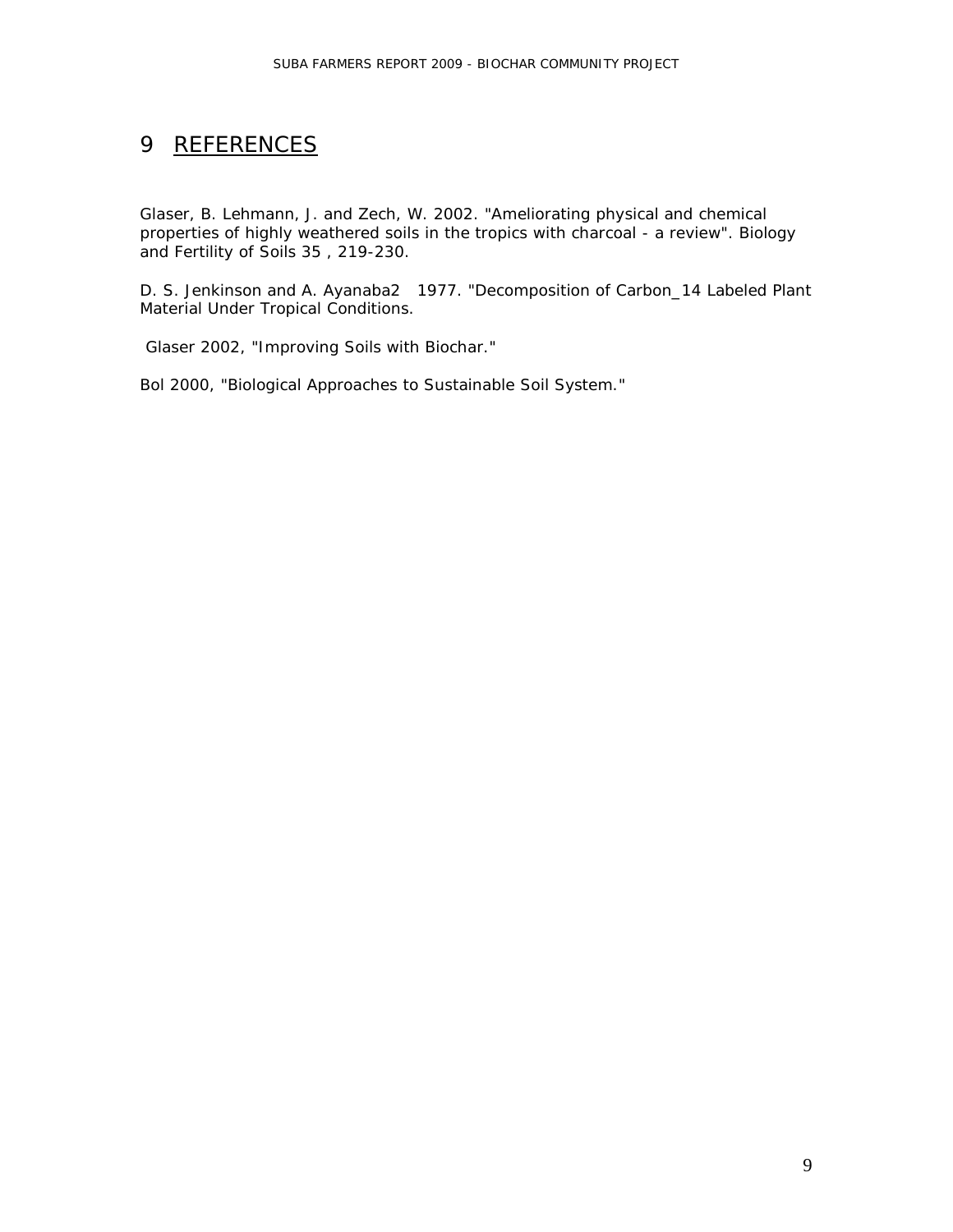# 9 REFERENCES

Glaser, B. Lehmann, J. and Zech, W. 2002. "Ameliorating physical and chemical properties of highly weathered soils in the tropics with charcoal - a review". Biology and Fertility of Soils 35 , 219-230.

D. S. Jenkinson and A. Ayanaba2 1977. "Decomposition of Carbon_14 Labeled Plant Material Under Tropical Conditions.

Glaser 2002, "Improving Soils with Biochar."

Bol 2000, "Biological Approaches to Sustainable Soil System."